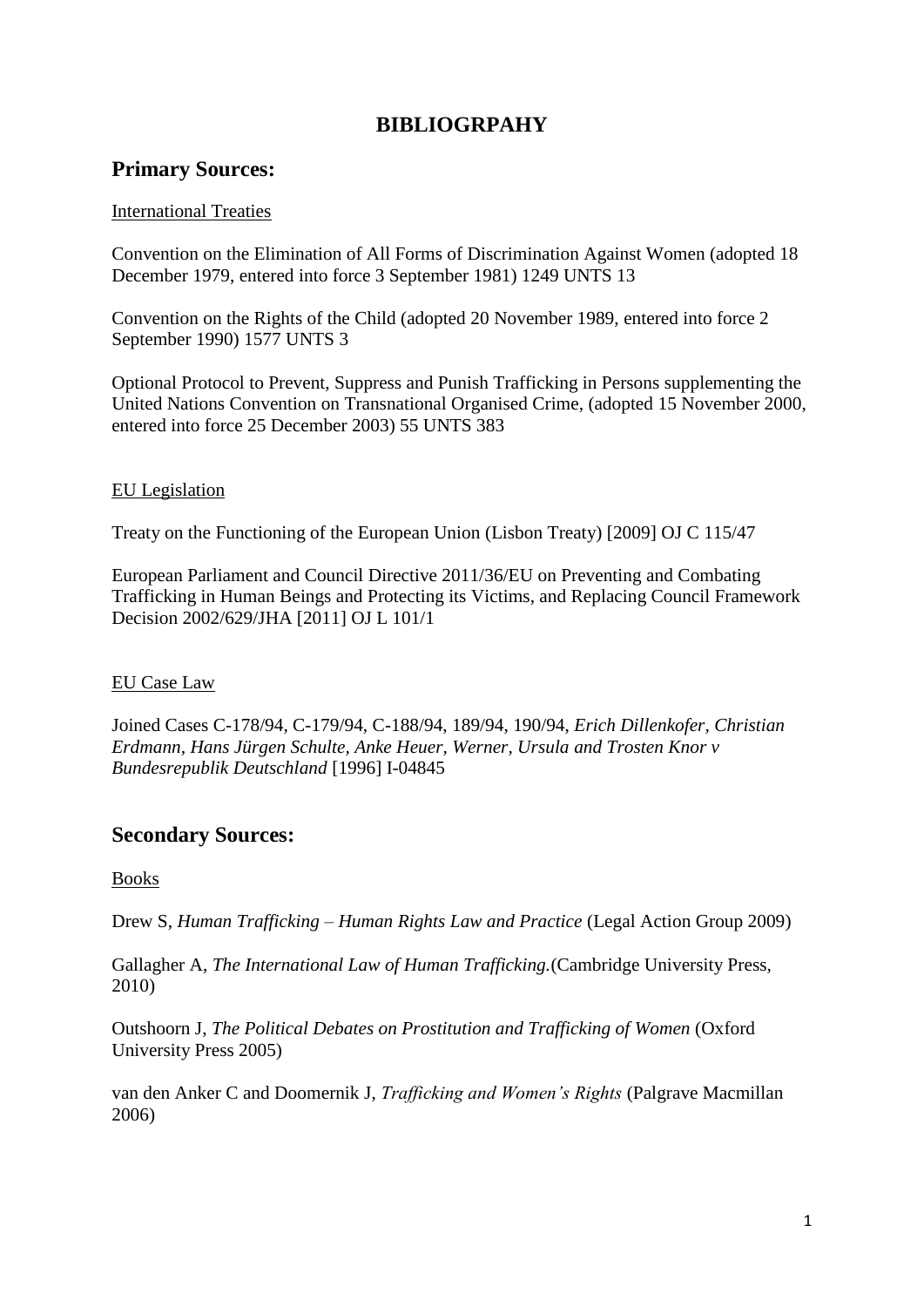# BIBLIOGRPAHY

## Primary Sources:

International Treaties

Convention on the Elimination of All Forms of Discrimination Against Women (adopted 18 December 1979, entered into force 3 September 1981) 1249 UNTS 13

Convention on the Rights of the Child (adopted 20 November 1989, entered into force 2 September 1990) 1577 UNTS 3

Optional Protocol to Prevent, Suppress and Punish Trafficking in Persons supplementing the United Nations Convention on Transnational Organised Crime, (adopted 15 November 2000, entered into force 25 December 2003) 55 UNTS 383

EU Legislation

Treaty on the Functioning of the European Union (Lisbon Treaty) [2009] OJ C 115/47

European Parliament and Council Directive 2011/36/EU on Preventing and Combating Trafficking in Human Beings and Protecting its Victims, and Replacing Council Framework Decision 2002/629/JHA [2011] OJ L 101/1

EU Case Law

Joined Cases C-178/94, C-179/94, C-188/94, 189/94, 190/94, *Erich Dillenkofer, Christian Erdmann, Hans Jürgen Schulte, Anke Heuer, Werner, Ursula and Trosten Knor v Bundesrepublik Deutschland* [1996] I-04845

## Secondary Sources:

Books

Drew S, *Human Trafficking – Human Rights Law and Practice* (Legal Action Group 2009)

Gallagher A, *The International Law of Human Trafficking.*(Cambridge University Press, 2010)

Outshoorn J, *The Political Debates on Prostitution and Trafficking of Women* (Oxford University Press 2005)

van den Anker C and Doomernik J, *Trafficking and Women's Rights* (Palgrave Macmillan 2006)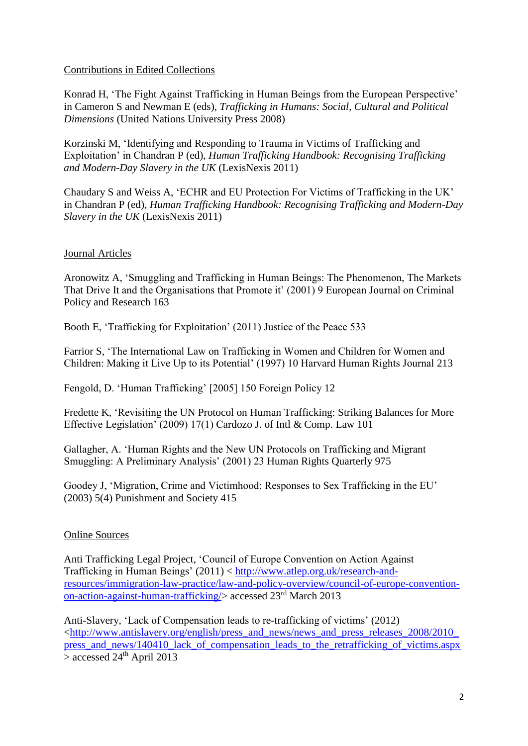Contributions in Edited Collections

Konrad H, 'The Fight Against Trafficking in Human Beings from the European Perspective' in Cameron S and Newman E (eds), *Trafficking in Humans: Social, Cultural and Political Dimensions* (United Nations University Press 2008)

Korzinski M, 'Identifying and Responding to Trauma in Victims of Trafficking and Exploitation' in Chandran P (ed), *Human Trafficking Handbook: Recognising Trafficking and Modern-Day Slavery in the UK* (LexisNexis 2011)

Chaudary S and Weiss A, 'ECHR and EU Protection For Victims of Trafficking in the UK' in Chandran P (ed), *Human Trafficking Handbook: Recognising Trafficking and Modern-Day Slavery in the UK* (LexisNexis 2011)

Journal Articles

Aronowitz A, 'Smuggling and Trafficking in Human Beings: The Phenomenon, The Markets That Drive It and the Organisations that Promote it' (2001) 9 European Journal on Criminal Policy and Research 163

Booth E, 'Trafficking for Exploitation' (2011) Justice of the Peace 533

Farrior S, 'The International Law on Trafficking in Women and Children for Women and Children: Making it Live Up to its Potential' (1997) 10 Harvard Human Rights Journal 213

Fengold, D. 'Human Trafficking' [2005] 150 Foreign Policy 12

Fredette K, 'Revisiting the UN Protocol on Human Trafficking: Striking Balances for More Effective Legislation' (2009) 17(1) Cardozo J. of Intl & Comp. Law 101

Gallagher, A. 'Human Rights and the New UN Protocols on Trafficking and Migrant Smuggling: A Preliminary Analysis' (2001) 23 Human Rights Quarterly 975

Goodey J, 'Migration, Crime and Victimhood: Responses to Sex Trafficking in the EU' (2003) 5(4) Punishment and Society 415

Online Sources

Anti Trafficking Legal Project, 'Council of Europe Convention on Action Against Trafficking in Human Beings' (2011) < http://www.atlep.org.uk/research-and-resources/immigration-law-practice/law-and-policy-overview/council-of-europe-convention-on-action-against-human-trafficking/> accessed 23rd March 2013

Anti-Slavery, 'Lack of Compensation leads to re-trafficking of victims' (2012) <http://www.antislavery.org/english/press_and_news/news_and_press_releases_2008/2010_press_and_news/140410_lack_of_compensation_leads_to_the_retrafficking_of_victims.aspx> accessed 24th April 2013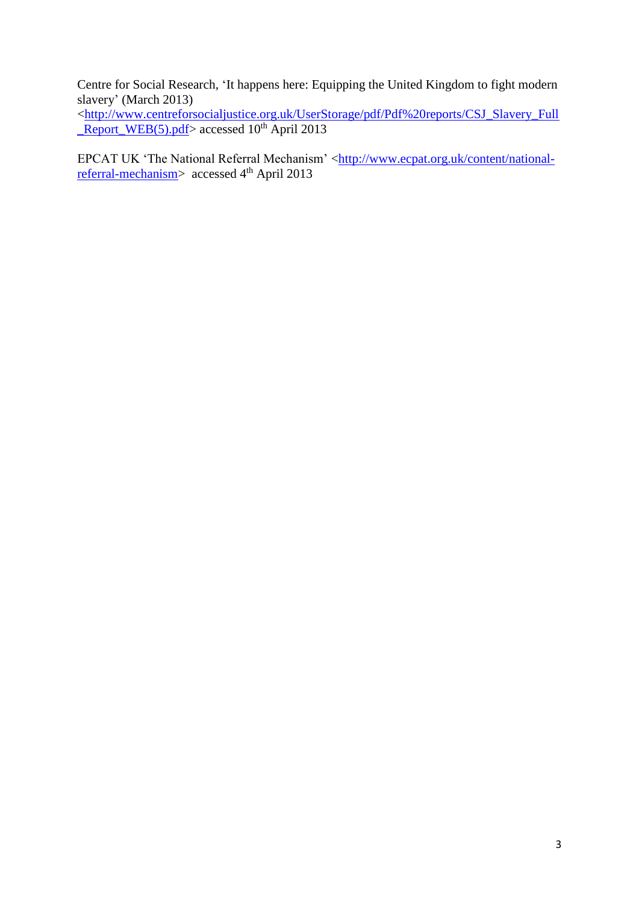Centre for Social Research, ‘It happens here: Equipping the United Kingdom to fight modern slavery’ (March 2013) <http://www.centreforsocialjustice.org.uk/UserStorage/pdf/Pdf%20reports/CSJ_Slavery_Full_Report_WEB(5).pdf> accessed 10th April 2013

EPCAT UK ‘The National Referral Mechanism’ <http://www.ecpat.org.uk/content/national-referral-mechanism> accessed 4th April 2013